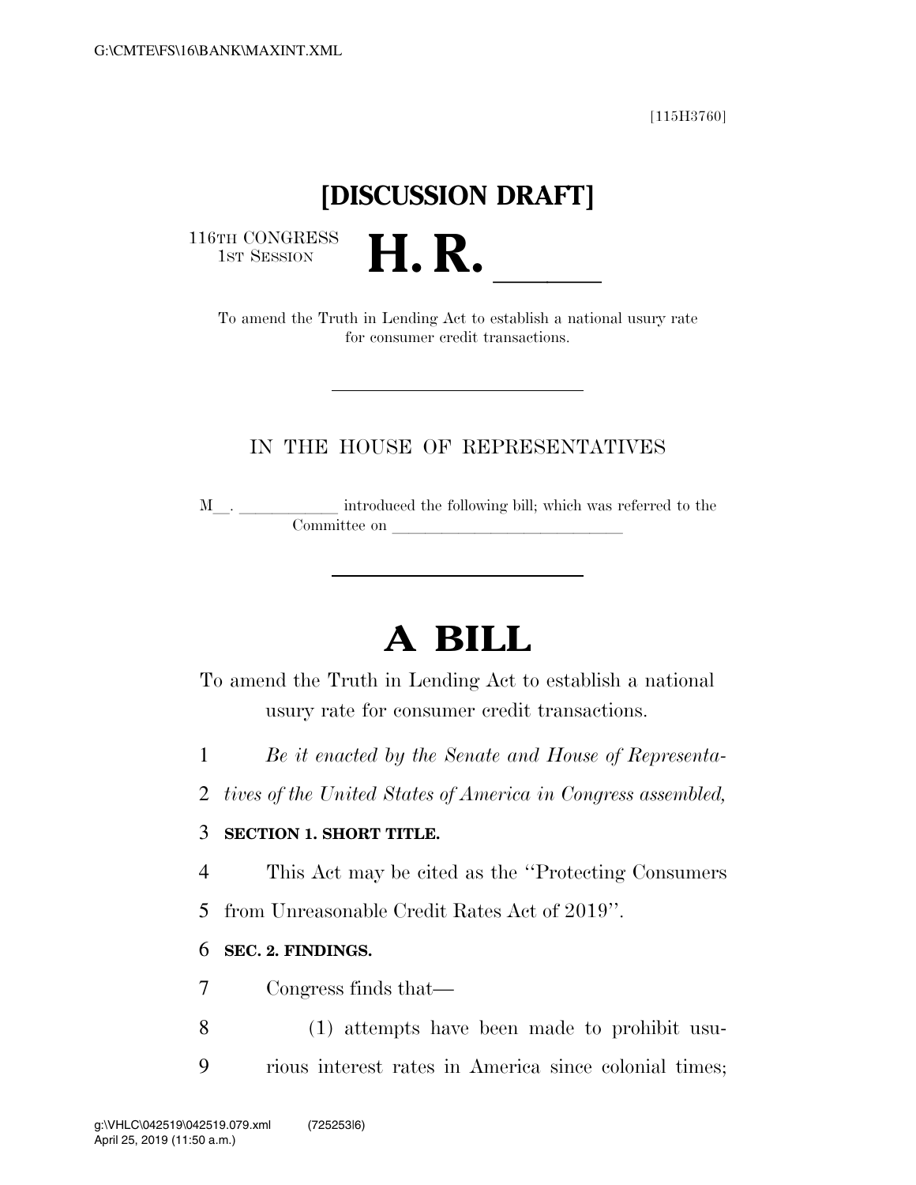[115H3760]

**[DISCUSSION DRAFT]**

116TH CONGRESS
1ST SESSION

# H. R. \_\_\_\_\_\_

To amend the Truth in Lending Act to establish a national usury rate for consumer credit transactions.

IN THE HOUSE OF REPRESENTATIVES

M\_\_. \_\_\_\_\_\_\_\_\_\_\_\_ introduced the following bill; which was referred to the Committee on \_\_\_\_\_\_\_\_\_\_\_\_\_\_\_\_\_\_\_\_\_\_\_\_\_\_\_\_

# A BILL

To amend the Truth in Lending Act to establish a national usury rate for consumer credit transactions.

*Be it enacted by the Senate and House of Representatives of the United States of America in Congress assembled,*

**SECTION 1. SHORT TITLE.**

This Act may be cited as the ''Protecting Consumers from Unreasonable Credit Rates Act of 2019''.

**SEC. 2. FINDINGS.**

Congress finds that—

(1) attempts have been made to prohibit usurious interest rates in America since colonial times;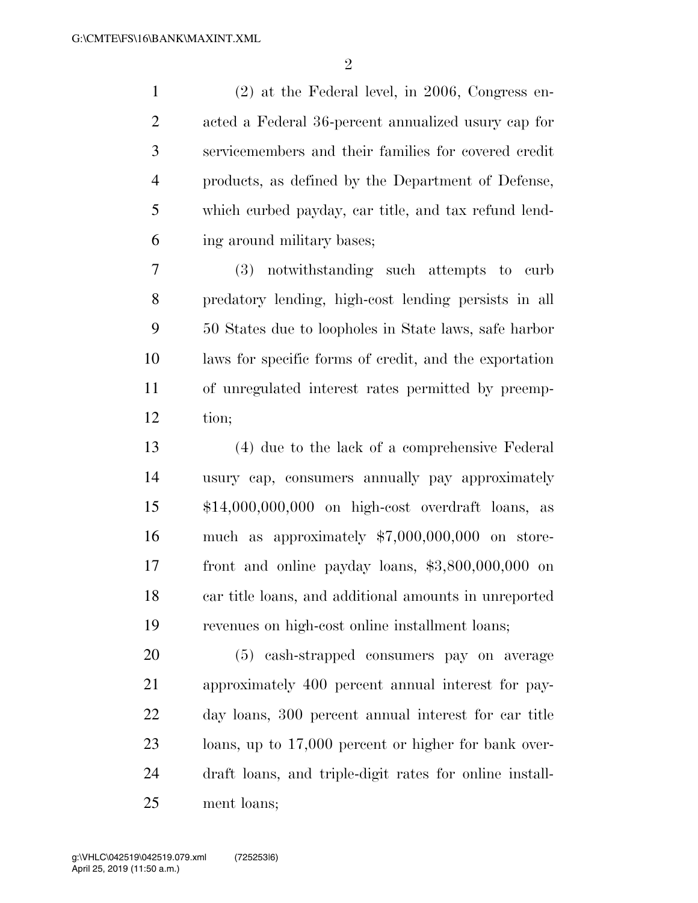(2) at the Federal level, in 2006, Congress enacted a Federal 36-percent annualized usury cap for servicemembers and their families for covered credit products, as defined by the Department of Defense, which curbed payday, car title, and tax refund lending around military bases;

(3) notwithstanding such attempts to curb predatory lending, high-cost lending persists in all 50 States due to loopholes in State laws, safe harbor laws for specific forms of credit, and the exportation of unregulated interest rates permitted by preemption;

(4) due to the lack of a comprehensive Federal usury cap, consumers annually pay approximately $14,000,000,000 on high-cost overdraft loans, as much as approximately $7,000,000,000 on storefront and online payday loans, $3,800,000,000 on car title loans, and additional amounts in unreported revenues on high-cost online installment loans;

(5) cash-strapped consumers pay on average approximately 400 percent annual interest for payday loans, 300 percent annual interest for car title loans, up to 17,000 percent or higher for bank overdraft loans, and triple-digit rates for online installment loans;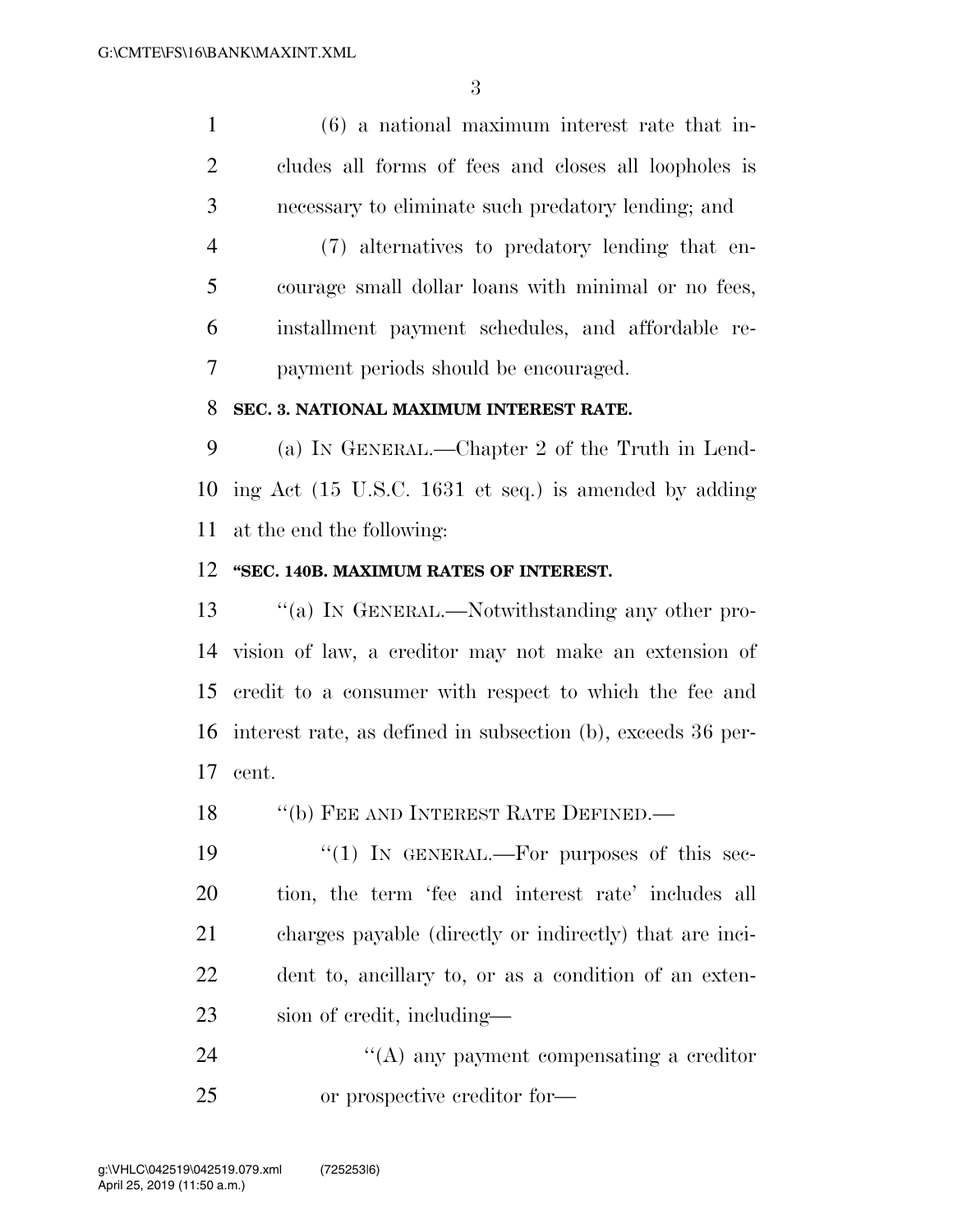(6) a national maximum interest rate that includes all forms of fees and closes all loopholes is necessary to eliminate such predatory lending; and

(7) alternatives to predatory lending that encourage small dollar loans with minimal or no fees, installment payment schedules, and affordable repayment periods should be encouraged.

**SEC. 3. NATIONAL MAXIMUM INTEREST RATE.**

(a) IN GENERAL.—Chapter 2 of the Truth in Lending Act (15 U.S.C. 1631 et seq.) is amended by adding at the end the following:

**"SEC. 140B. MAXIMUM RATES OF INTEREST.**

"(a) IN GENERAL.—Notwithstanding any other provision of law, a creditor may not make an extension of credit to a consumer with respect to which the fee and interest rate, as defined in subsection (b), exceeds 36 percent.

"(b) FEE AND INTEREST RATE DEFINED.—

"(1) IN GENERAL.—For purposes of this section, the term 'fee and interest rate' includes all charges payable (directly or indirectly) that are incident to, ancillary to, or as a condition of an extension of credit, including—

"(A) any payment compensating a creditor or prospective creditor for—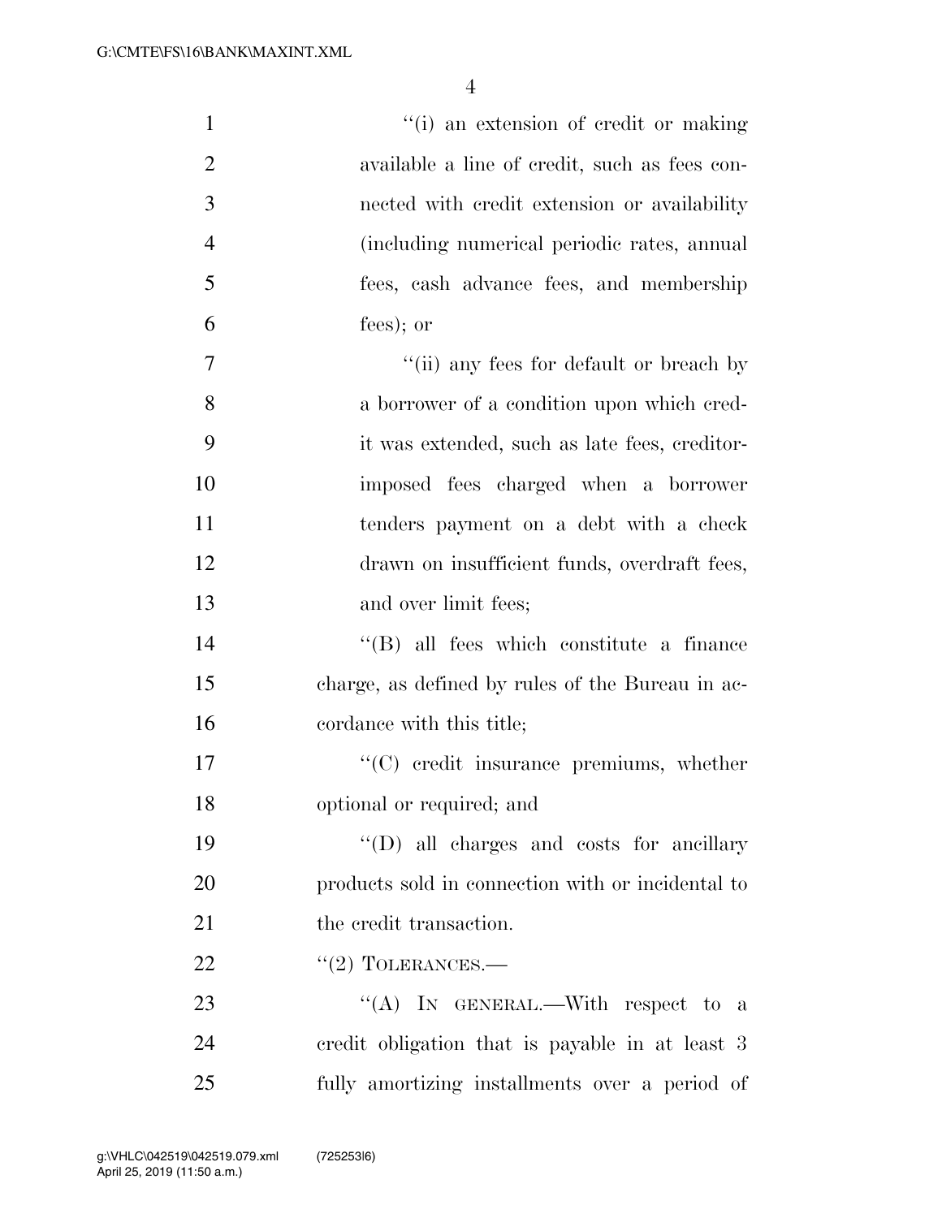"(i) an extension of credit or making available a line of credit, such as fees connected with credit extension or availability (including numerical periodic rates, annual fees, cash advance fees, and membership fees); or

"(ii) any fees for default or breach by a borrower of a condition upon which credit was extended, such as late fees, creditor-imposed fees charged when a borrower tenders payment on a debt with a check drawn on insufficient funds, overdraft fees, and over limit fees;

"(B) all fees which constitute a finance charge, as defined by rules of the Bureau in accordance with this title;

"(C) credit insurance premiums, whether optional or required; and

"(D) all charges and costs for ancillary products sold in connection with or incidental to the credit transaction.

"(2) TOLERANCES.—

"(A) IN GENERAL.—With respect to a credit obligation that is payable in at least 3 fully amortizing installments over a period of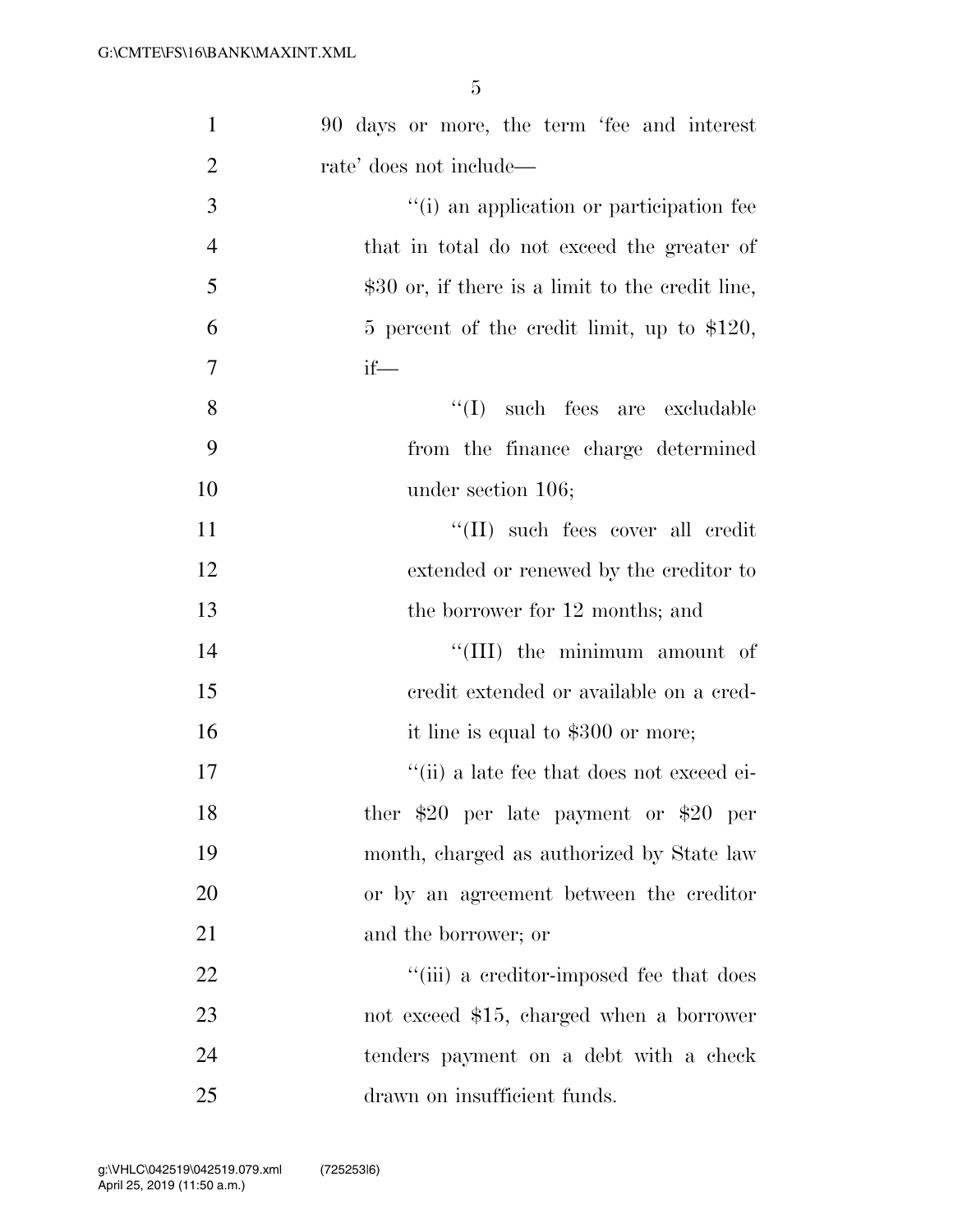90 days or more, the term 'fee and interest rate' does not include—

''(i) an application or participation fee that in total do not exceed the greater of $30 or, if there is a limit to the credit line, 5 percent of the credit limit, up to $120, if—

''(I) such fees are excludable from the finance charge determined under section 106;

''(II) such fees cover all credit extended or renewed by the creditor to the borrower for 12 months; and

''(III) the minimum amount of credit extended or available on a credit line is equal to $300 or more;

''(ii) a late fee that does not exceed either $20 per late payment or $20 per month, charged as authorized by State law or by an agreement between the creditor and the borrower; or

''(iii) a creditor-imposed fee that does not exceed $15, charged when a borrower tenders payment on a debt with a check drawn on insufficient funds.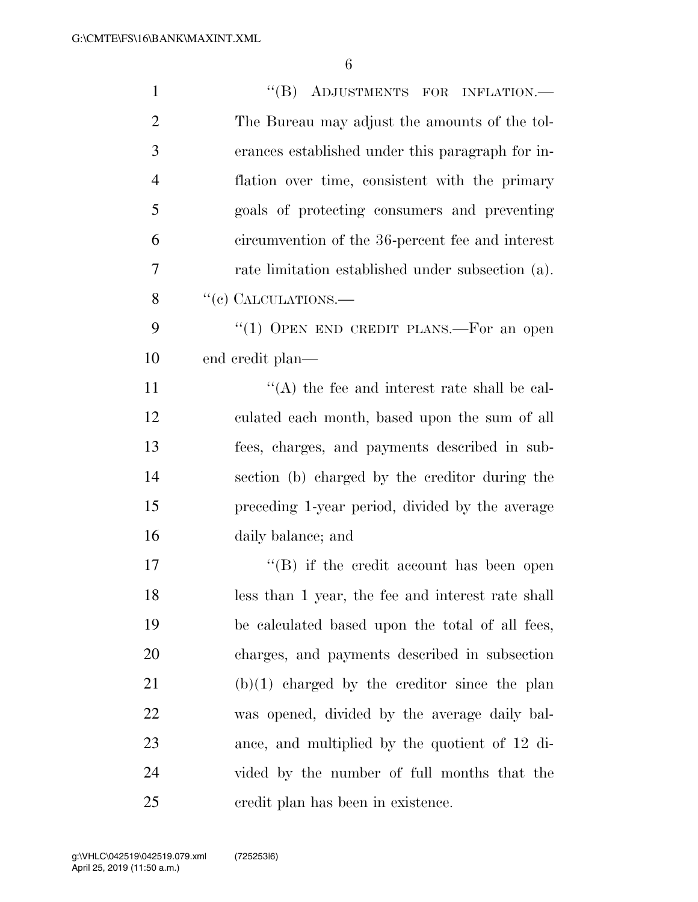"(B) ADJUSTMENTS FOR INFLATION.— The Bureau may adjust the amounts of the tolerances established under this paragraph for inflation over time, consistent with the primary goals of protecting consumers and preventing circumvention of the 36-percent fee and interest rate limitation established under subsection (a).

"(c) CALCULATIONS.—

"(1) OPEN END CREDIT PLANS.—For an open end credit plan—

"(A) the fee and interest rate shall be calculated each month, based upon the sum of all fees, charges, and payments described in subsection (b) charged by the creditor during the preceding 1-year period, divided by the average daily balance; and

"(B) if the credit account has been open less than 1 year, the fee and interest rate shall be calculated based upon the total of all fees, charges, and payments described in subsection (b)(1) charged by the creditor since the plan was opened, divided by the average daily balance, and multiplied by the quotient of 12 divided by the number of full months that the credit plan has been in existence.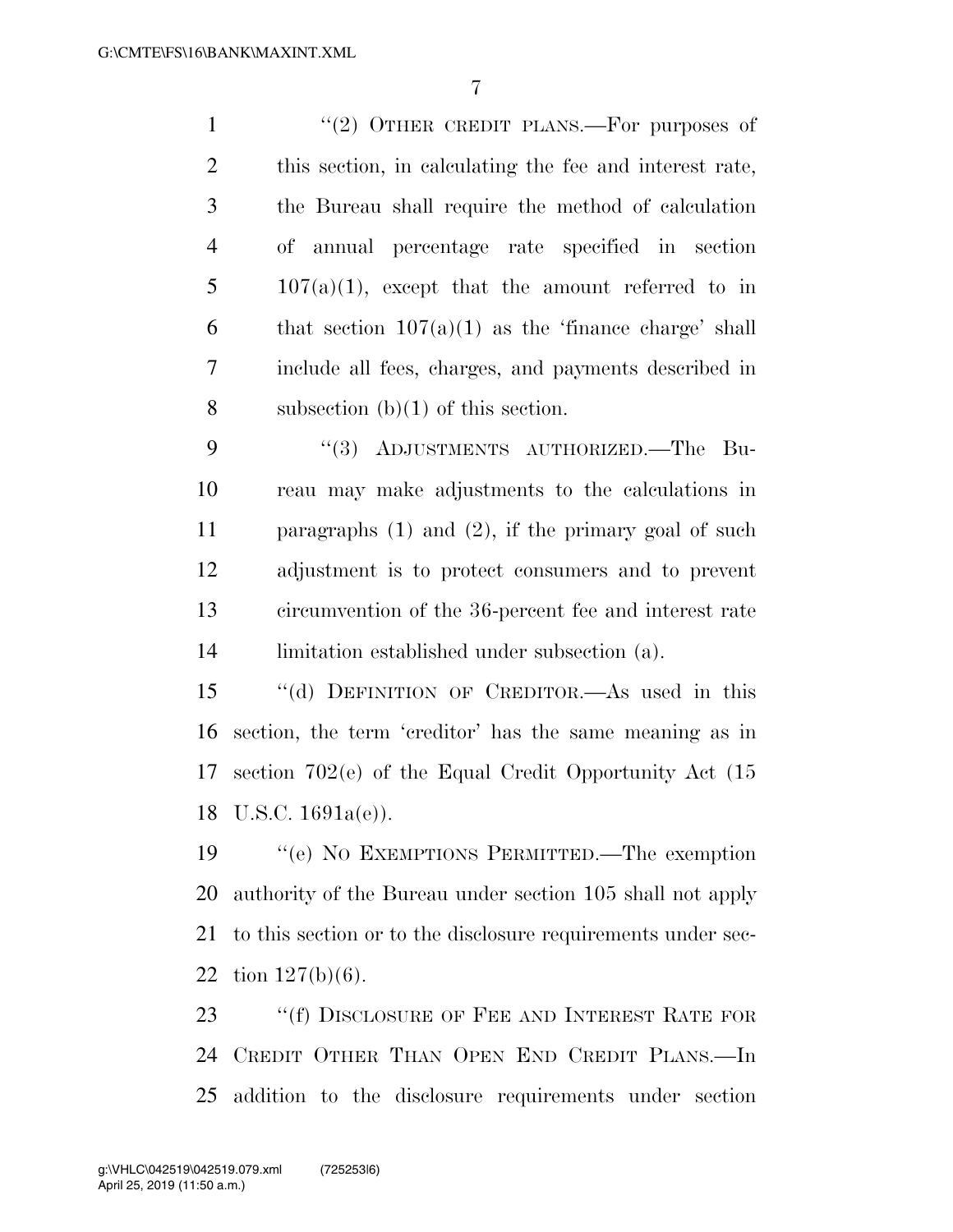"(2) OTHER CREDIT PLANS.—For purposes of this section, in calculating the fee and interest rate, the Bureau shall require the method of calculation of annual percentage rate specified in section 107(a)(1), except that the amount referred to in that section 107(a)(1) as the 'finance charge' shall include all fees, charges, and payments described in subsection (b)(1) of this section.

"(3) ADJUSTMENTS AUTHORIZED.—The Bureau may make adjustments to the calculations in paragraphs (1) and (2), if the primary goal of such adjustment is to protect consumers and to prevent circumvention of the 36-percent fee and interest rate limitation established under subsection (a).

"(d) DEFINITION OF CREDITOR.—As used in this section, the term 'creditor' has the same meaning as in section 702(e) of the Equal Credit Opportunity Act (15 U.S.C. 1691a(e)).

"(e) NO EXEMPTIONS PERMITTED.—The exemption authority of the Bureau under section 105 shall not apply to this section or to the disclosure requirements under section 127(b)(6).

"(f) DISCLOSURE OF FEE AND INTEREST RATE FOR CREDIT OTHER THAN OPEN END CREDIT PLANS.—In addition to the disclosure requirements under section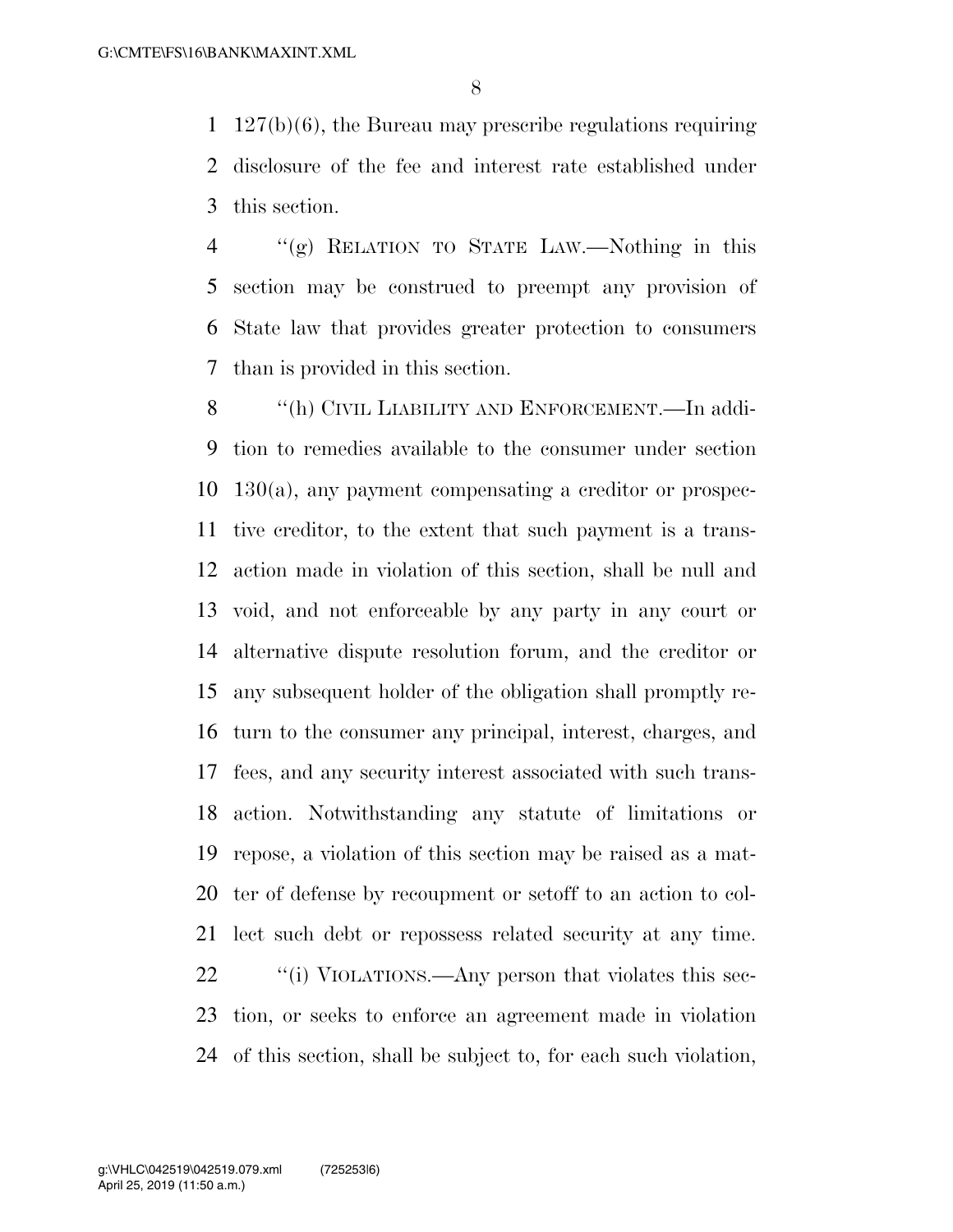127(b)(6), the Bureau may prescribe regulations requiring disclosure of the fee and interest rate established under this section.

''(g) RELATION TO STATE LAW.—Nothing in this section may be construed to preempt any provision of State law that provides greater protection to consumers than is provided in this section.

''(h) CIVIL LIABILITY AND ENFORCEMENT.—In addition to remedies available to the consumer under section 130(a), any payment compensating a creditor or prospective creditor, to the extent that such payment is a transaction made in violation of this section, shall be null and void, and not enforceable by any party in any court or alternative dispute resolution forum, and the creditor or any subsequent holder of the obligation shall promptly return to the consumer any principal, interest, charges, and fees, and any security interest associated with such transaction. Notwithstanding any statute of limitations or repose, a violation of this section may be raised as a matter of defense by recoupment or setoff to an action to collect such debt or repossess related security at any time.

''(i) VIOLATIONS.—Any person that violates this section, or seeks to enforce an agreement made in violation of this section, shall be subject to, for each such violation,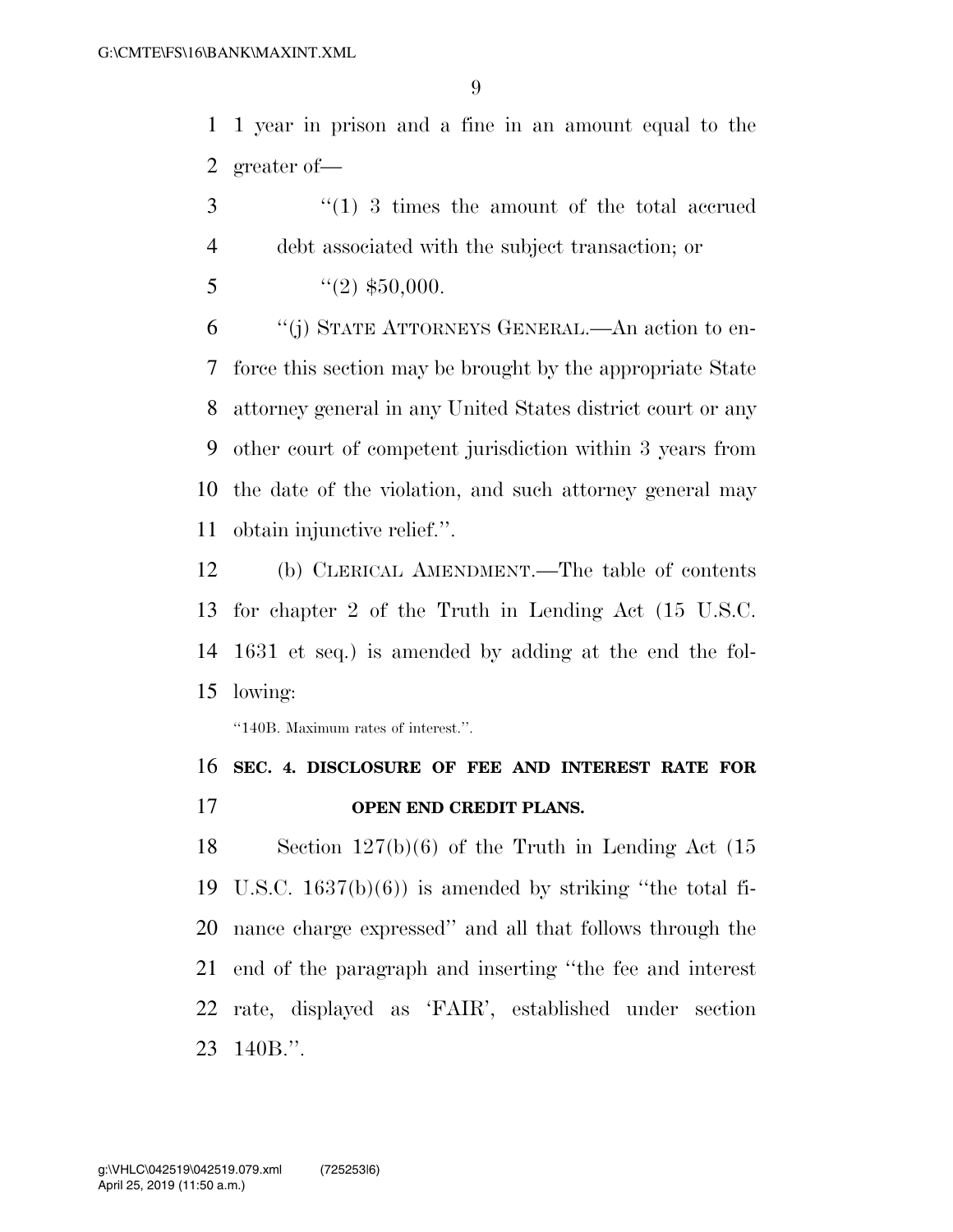1 year in prison and a fine in an amount equal to the greater of—

"(1) 3 times the amount of the total accrued debt associated with the subject transaction; or

"(2) $50,000.

"(j) STATE ATTORNEYS GENERAL.—An action to enforce this section may be brought by the appropriate State attorney general in any United States district court or any other court of competent jurisdiction within 3 years from the date of the violation, and such attorney general may obtain injunctive relief.".

(b) CLERICAL AMENDMENT.—The table of contents for chapter 2 of the Truth in Lending Act (15 U.S.C. 1631 et seq.) is amended by adding at the end the following:

"140B. Maximum rates of interest.".

## SEC. 4. DISCLOSURE OF FEE AND INTEREST RATE FOR OPEN END CREDIT PLANS.

Section 127(b)(6) of the Truth in Lending Act (15 U.S.C. 1637(b)(6)) is amended by striking "the total finance charge expressed" and all that follows through the end of the paragraph and inserting "the fee and interest rate, displayed as 'FAIR', established under section 140B.".